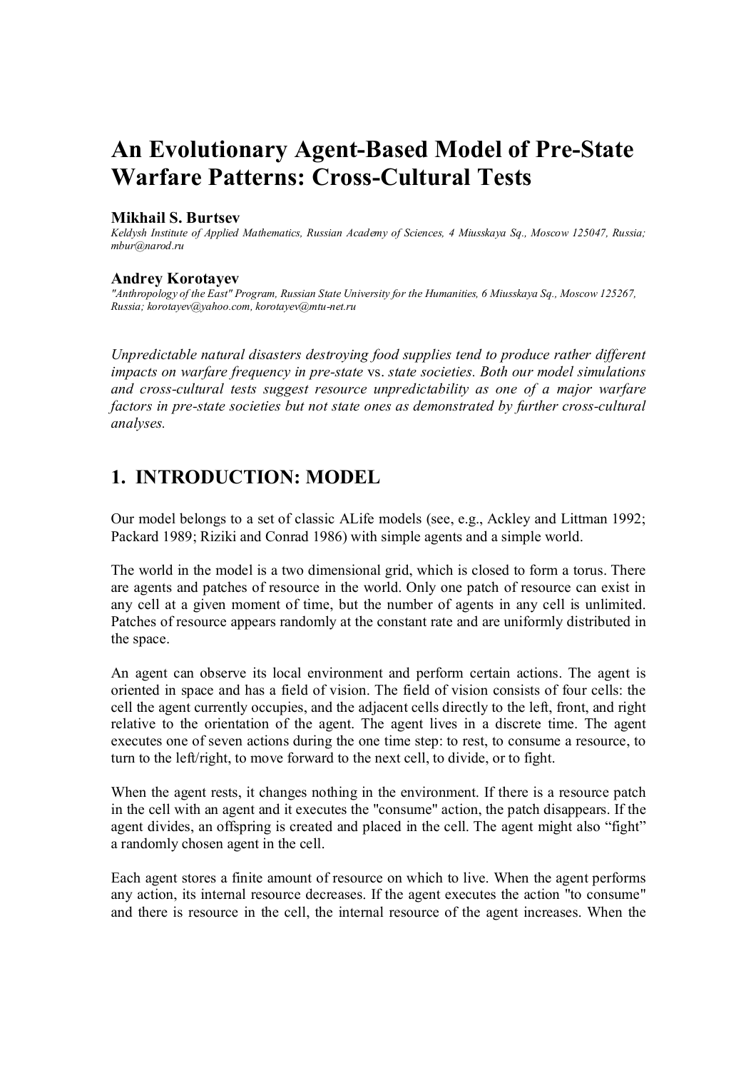# An Evolutionary Agent-Based Model of Pre-State Warfare Patterns: Cross-Cultural Tests

**Mikhail S. Burtsev**

*Keldysh Institute of Applied Mathematics, Russian Academy of Sciences, 4 Miusskaya Sq., Moscow 125047, Russia; mbur@narod.ru*

**Andrey Korotayev**

*"Anthropology of the East" Program, Russian State University for the Humanities, 6 Miusskaya Sq., Moscow 125267, Russia; korotayev@yahoo.com, korotayev@mtu-net.ru*

*Unpredictable natural disasters destroying food supplies tend to produce rather different impacts on warfare frequency in pre-state* vs. *state societies. Both our model simulations and cross-cultural tests suggest resource unpredictability as one of a major warfare factors in pre-state societies but not state ones as demonstrated by further cross-cultural analyses.*

## 1. INTRODUCTION: MODEL

Our model belongs to a set of classic ALife models (see, e.g., Ackley and Littman 1992; Packard 1989; Riziki and Conrad 1986) with simple agents and a simple world.

The world in the model is a two dimensional grid, which is closed to form a torus. There are agents and patches of resource in the world. Only one patch of resource can exist in any cell at a given moment of time, but the number of agents in any cell is unlimited. Patches of resource appears randomly at the constant rate and are uniformly distributed in the space.

An agent can observe its local environment and perform certain actions. The agent is oriented in space and has a field of vision. The field of vision consists of four cells: the cell the agent currently occupies, and the adjacent cells directly to the left, front, and right relative to the orientation of the agent. The agent lives in a discrete time. The agent executes one of seven actions during the one time step: to rest, to consume a resource, to turn to the left/right, to move forward to the next cell, to divide, or to fight.

When the agent rests, it changes nothing in the environment. If there is a resource patch in the cell with an agent and it executes the "consume" action, the patch disappears. If the agent divides, an offspring is created and placed in the cell. The agent might also "fight" a randomly chosen agent in the cell.

Each agent stores a finite amount of resource on which to live. When the agent performs any action, its internal resource decreases. If the agent executes the action "to consume" and there is resource in the cell, the internal resource of the agent increases. When the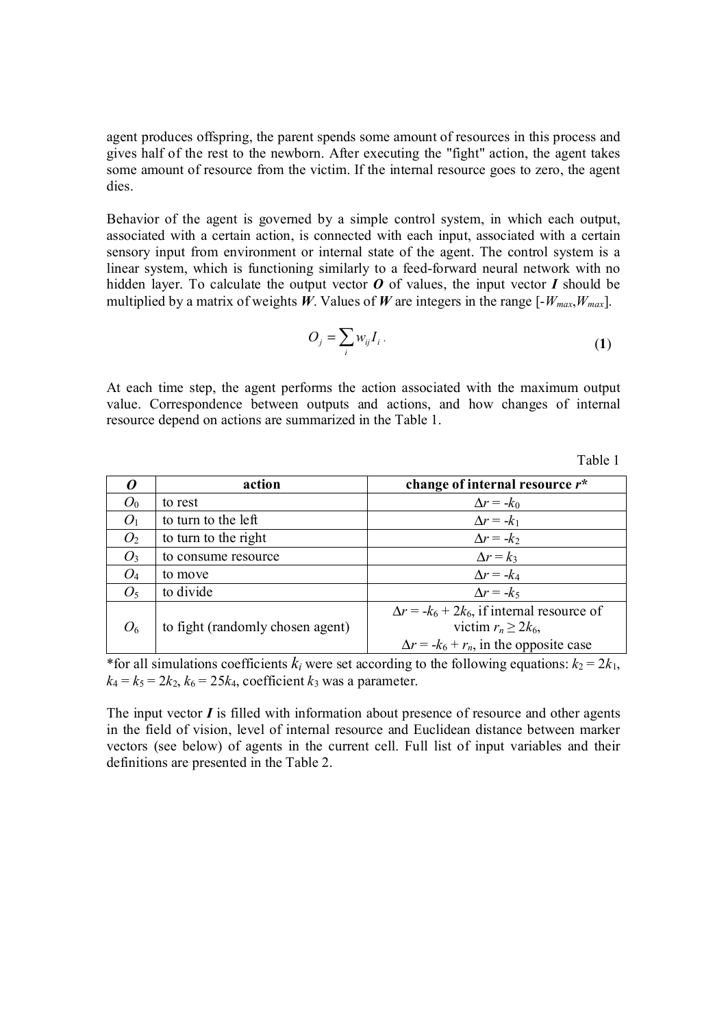agent produces offspring, the parent spends some amount of resources in this process and gives half of the rest to the newborn. After executing the "fight" action, the agent takes some amount of resource from the victim. If the internal resource goes to zero, the agent dies.

Behavior of the agent is governed by a simple control system, in which each output, associated with a certain action, is connected with each input, associated with a certain sensory input from environment or internal state of the agent. The control system is a linear system, which is functioning similarly to a feed-forward neural network with no hidden layer. To calculate the output vector $\boldsymbol{O}$ of values, the input vector $\boldsymbol{I}$ should be multiplied by a matrix of weights $\boldsymbol{W}$. Values of $\boldsymbol{W}$ are integers in the range $[-W_{max}, W_{max}]$.

$$O_j = \sum_i w_{ij} I_i \,. \tag{1}$$

At each time step, the agent performs the action associated with the maximum output value. Correspondence between outputs and actions, and how changes of internal resource depend on actions are summarized in the Table 1.

Table 1

| $\boldsymbol{O}$ | action | change of internal resource $r$* |
|---|---|---|
| $O_0$ | to rest | $\Delta r = -k_0$ |
| $O_1$ | to turn to the left | $\Delta r = -k_1$ |
| $O_2$ | to turn to the right | $\Delta r = -k_2$ |
| $O_3$ | to consume resource | $\Delta r = k_3$ |
| $O_4$ | to move | $\Delta r = -k_4$ |
| $O_5$ | to divide | $\Delta r = -k_5$ |
| $O_6$ | to fight (randomly chosen agent) | $\Delta r = -k_6 + 2k_6$, if internal resource of victim $r_n \geq 2k_6$, $\Delta r = -k_6 + r_n$, in the opposite case |

*for all simulations coefficients $k_i$ were set according to the following equations: $k_2 = 2k_1$, $k_4 = k_5 = 2k_2$, $k_6 = 25k_4$, coefficient $k_3$ was a parameter.

The input vector $\boldsymbol{I}$ is filled with information about presence of resource and other agents in the field of vision, level of internal resource and Euclidean distance between marker vectors (see below) of agents in the current cell. Full list of input variables and their definitions are presented in the Table 2.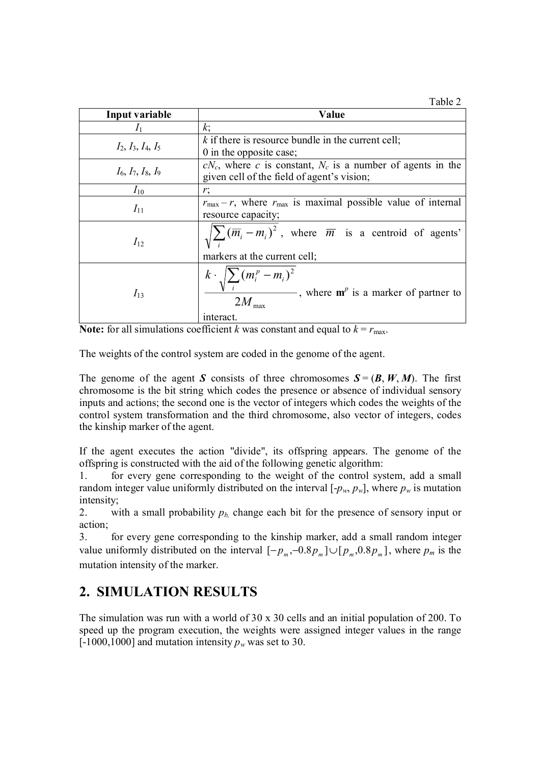Table 2

| Input variable | Value |
| --- | --- |
| $I_1$ | $k$; |
| $I_2$, $I_3$, $I_4$, $I_5$ | $k$ if there is resource bundle in the current cell; 0 in the opposite case; |
| $I_6$, $I_7$, $I_8$, $I_9$ | $cN_c$, where $c$ is constant, $N_c$ is a number of agents in the given cell of the field of agent's vision; |
| $I_{10}$ | $r$; |
| $I_{11}$ | $r_{\max} - r$, where $r_{\max}$ is maximal possible value of internal resource capacity; |
| $I_{12}$ | $\sqrt{\sum_i (\overline{m}_i - m_i)^2}$, where $\overline{m}$ is a centroid of agents' markers at the current cell; |
| $I_{13}$ | $\dfrac{k \cdot \sqrt{\sum_i (m_i^p - m_i)^2}}{2M_{\max}}$, where $\mathbf{m}^p$ is a marker of partner to interact. |

**Note:** for all simulations coefficient $k$ was constant and equal to $k = r_{\max}$.

The weights of the control system are coded in the genome of the agent.

The genome of the agent $\boldsymbol{S}$ consists of three chromosomes $\boldsymbol{S} = (\boldsymbol{B}, \boldsymbol{W}, \boldsymbol{M})$. The first chromosome is the bit string which codes the presence or absence of individual sensory inputs and actions; the second one is the vector of integers which codes the weights of the control system transformation and the third chromosome, also vector of integers, codes the kinship marker of the agent.

If the agent executes the action "divide", its offspring appears. The genome of the offspring is constructed with the aid of the following genetic algorithm:

1. for every gene corresponding to the weight of the control system, add a small random integer value uniformly distributed on the interval $[-p_w, p_w]$, where $p_w$ is mutation intensity;
2. with a small probability $p_b$, change each bit for the presence of sensory input or action;
3. for every gene corresponding to the kinship marker, add a small random integer value uniformly distributed on the interval $[-p_m, -0.8p_m] \cup [p_m, 0.8p_m]$, where $p_m$ is the mutation intensity of the marker.

## 2. SIMULATION RESULTS

The simulation was run with a world of 30 x 30 cells and an initial population of 200. To speed up the program execution, the weights were assigned integer values in the range [-1000,1000] and mutation intensity $p_w$ was set to 30.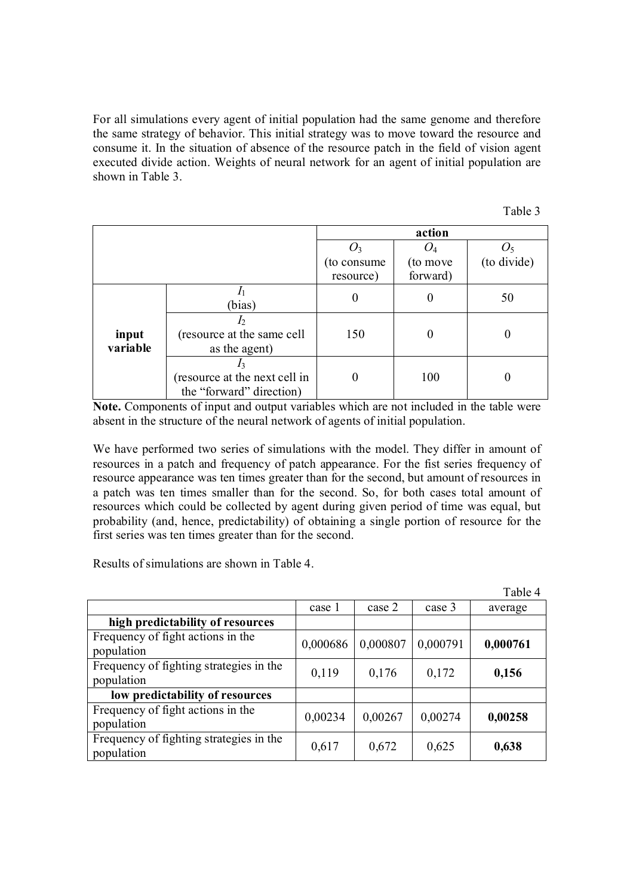For all simulations every agent of initial population had the same genome and therefore the same strategy of behavior. This initial strategy was to move toward the resource and consume it. In the situation of absence of the resource patch in the field of vision agent executed divide action. Weights of neural network for an agent of initial population are shown in Table 3.

Table 3

| | | action | | |
|---|---|---|---|---|
| | | $O_3$ (to consume resource) | $O_4$ (to move forward) | $O_5$ (to divide) |
| **input variable** | $I_1$ (bias) | 0 | 0 | 50 |
| | $I_2$ (resource at the same cell as the agent) | 150 | 0 | 0 |
| | $I_3$ (resource at the next cell in the "forward" direction) | 0 | 100 | 0 |

**Note.** Components of input and output variables which are not included in the table were absent in the structure of the neural network of agents of initial population.

We have performed two series of simulations with the model. They differ in amount of resources in a patch and frequency of patch appearance. For the fist series frequency of resource appearance was ten times greater than for the second, but amount of resources in a patch was ten times smaller than for the second. So, for both cases total amount of resources which could be collected by agent during given period of time was equal, but probability (and, hence, predictability) of obtaining a single portion of resource for the first series was ten times greater than for the second.

Results of simulations are shown in Table 4.

Table 4

| | case 1 | case 2 | case 3 | average |
|---|---|---|---|---|
| **high predictability of resources** | | | | |
| Frequency of fight actions in the population | 0,000686 | 0,000807 | 0,000791 | **0,000761** |
| Frequency of fighting strategies in the population | 0,119 | 0,176 | 0,172 | **0,156** |
| **low predictability of resources** | | | | |
| Frequency of fight actions in the population | 0,00234 | 0,00267 | 0,00274 | **0,00258** |
| Frequency of fighting strategies in the population | 0,617 | 0,672 | 0,625 | **0,638** |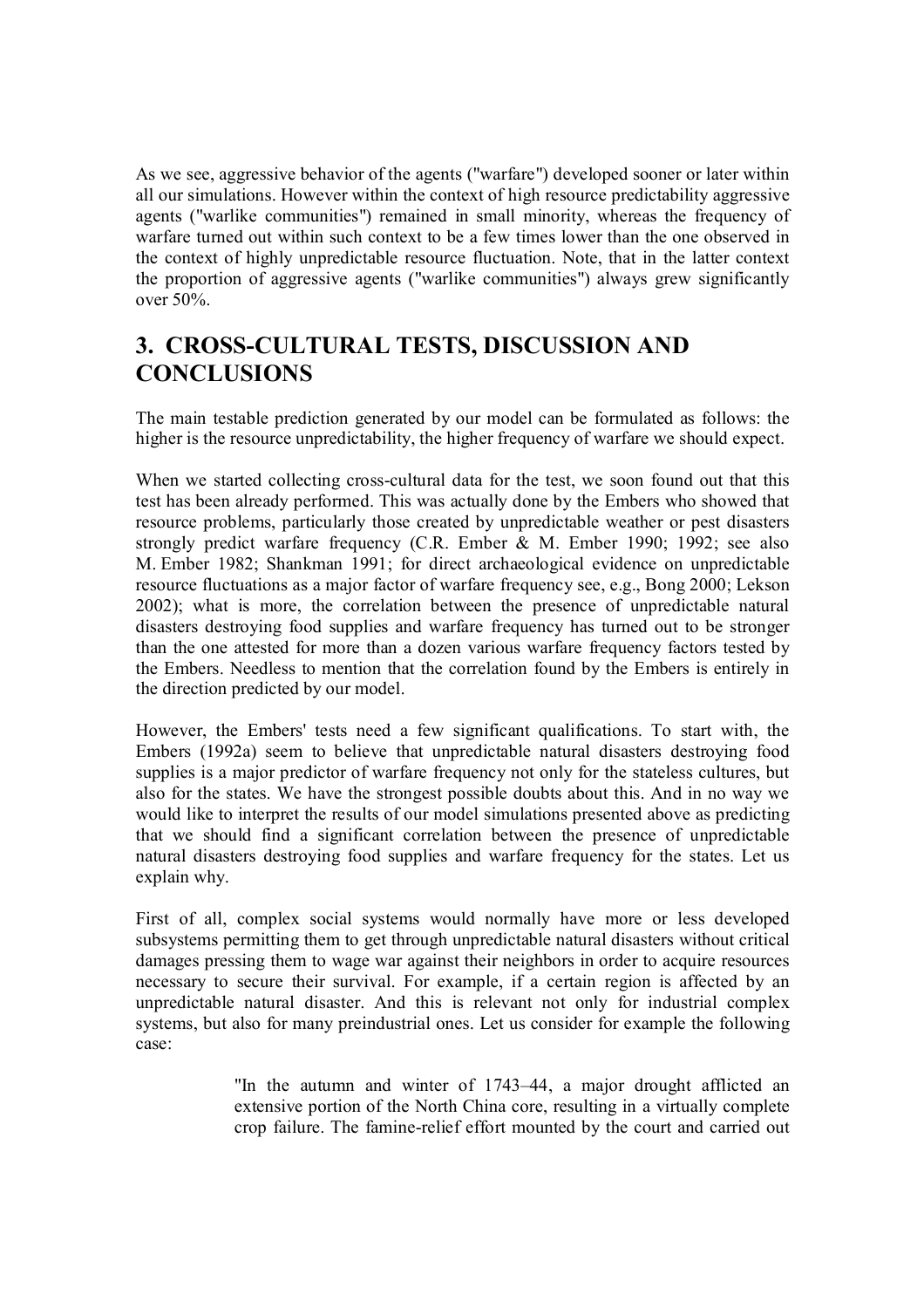As we see, aggressive behavior of the agents ("warfare") developed sooner or later within all our simulations. However within the context of high resource predictability aggressive agents ("warlike communities") remained in small minority, whereas the frequency of warfare turned out within such context to be a few times lower than the one observed in the context of highly unpredictable resource fluctuation. Note, that in the latter context the proportion of aggressive agents ("warlike communities") always grew significantly over 50%.

## 3. CROSS-CULTURAL TESTS, DISCUSSION AND CONCLUSIONS

The main testable prediction generated by our model can be formulated as follows: the higher is the resource unpredictability, the higher frequency of warfare we should expect.

When we started collecting cross-cultural data for the test, we soon found out that this test has been already performed. This was actually done by the Embers who showed that resource problems, particularly those created by unpredictable weather or pest disasters strongly predict warfare frequency (C.R. Ember & M. Ember 1990; 1992; see also M. Ember 1982; Shankman 1991; for direct archaeological evidence on unpredictable resource fluctuations as a major factor of warfare frequency see, e.g., Bong 2000; Lekson 2002); what is more, the correlation between the presence of unpredictable natural disasters destroying food supplies and warfare frequency has turned out to be stronger than the one attested for more than a dozen various warfare frequency factors tested by the Embers. Needless to mention that the correlation found by the Embers is entirely in the direction predicted by our model.

However, the Embers' tests need a few significant qualifications. To start with, the Embers (1992a) seem to believe that unpredictable natural disasters destroying food supplies is a major predictor of warfare frequency not only for the stateless cultures, but also for the states. We have the strongest possible doubts about this. And in no way we would like to interpret the results of our model simulations presented above as predicting that we should find a significant correlation between the presence of unpredictable natural disasters destroying food supplies and warfare frequency for the states. Let us explain why.

First of all, complex social systems would normally have more or less developed subsystems permitting them to get through unpredictable natural disasters without critical damages pressing them to wage war against their neighbors in order to acquire resources necessary to secure their survival. For example, if a certain region is affected by an unpredictable natural disaster. And this is relevant not only for industrial complex systems, but also for many preindustrial ones. Let us consider for example the following case:

> "In the autumn and winter of 1743–44, a major drought afflicted an extensive portion of the North China core, resulting in a virtually complete crop failure. The famine-relief effort mounted by the court and carried out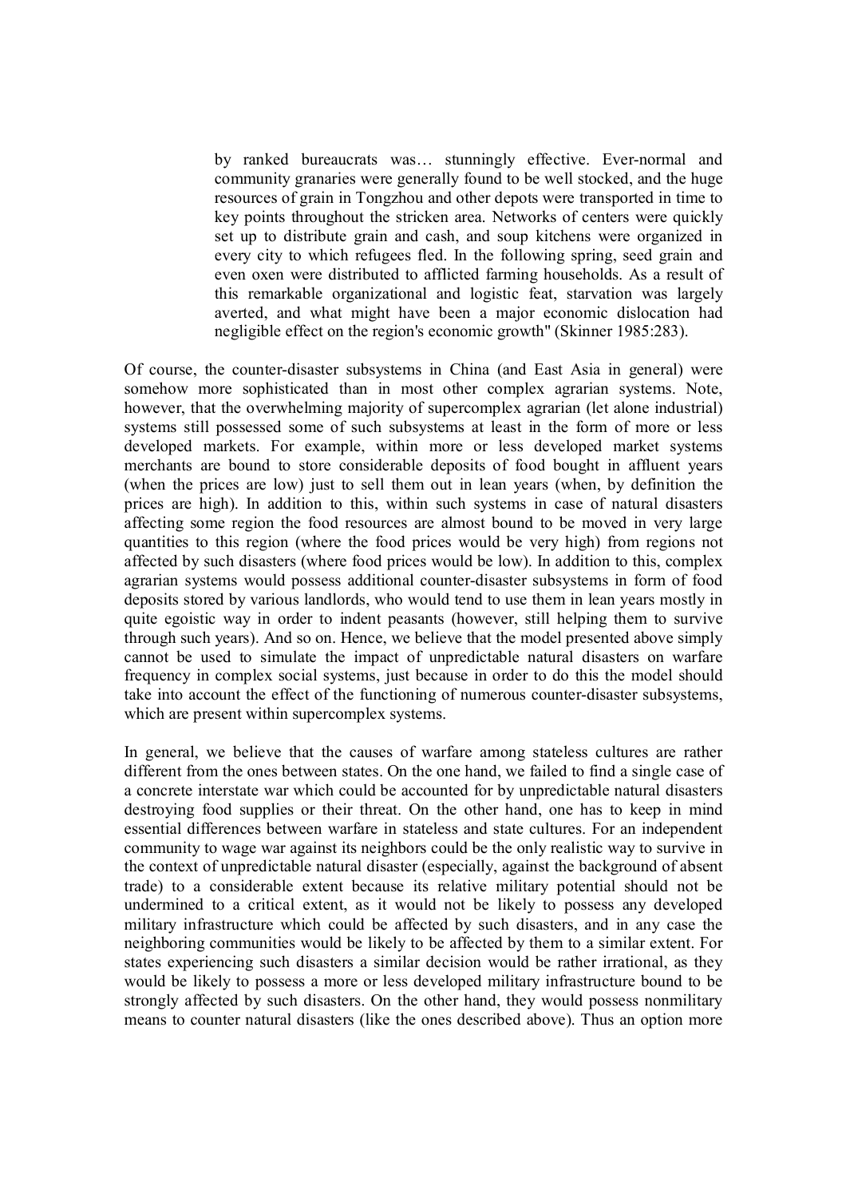> by ranked bureaucrats was… stunningly effective. Ever-normal and community granaries were generally found to be well stocked, and the huge resources of grain in Tongzhou and other depots were transported in time to key points throughout the stricken area. Networks of centers were quickly set up to distribute grain and cash, and soup kitchens were organized in every city to which refugees fled. In the following spring, seed grain and even oxen were distributed to afflicted farming households. As a result of this remarkable organizational and logistic feat, starvation was largely averted, and what might have been a major economic dislocation had negligible effect on the region's economic growth" (Skinner 1985:283).

Of course, the counter-disaster subsystems in China (and East Asia in general) were somehow more sophisticated than in most other complex agrarian systems. Note, however, that the overwhelming majority of supercomplex agrarian (let alone industrial) systems still possessed some of such subsystems at least in the form of more or less developed markets. For example, within more or less developed market systems merchants are bound to store considerable deposits of food bought in affluent years (when the prices are low) just to sell them out in lean years (when, by definition the prices are high). In addition to this, within such systems in case of natural disasters affecting some region the food resources are almost bound to be moved in very large quantities to this region (where the food prices would be very high) from regions not affected by such disasters (where food prices would be low). In addition to this, complex agrarian systems would possess additional counter-disaster subsystems in form of food deposits stored by various landlords, who would tend to use them in lean years mostly in quite egoistic way in order to indent peasants (however, still helping them to survive through such years). And so on. Hence, we believe that the model presented above simply cannot be used to simulate the impact of unpredictable natural disasters on warfare frequency in complex social systems, just because in order to do this the model should take into account the effect of the functioning of numerous counter-disaster subsystems, which are present within supercomplex systems.

In general, we believe that the causes of warfare among stateless cultures are rather different from the ones between states. On the one hand, we failed to find a single case of a concrete interstate war which could be accounted for by unpredictable natural disasters destroying food supplies or their threat. On the other hand, one has to keep in mind essential differences between warfare in stateless and state cultures. For an independent community to wage war against its neighbors could be the only realistic way to survive in the context of unpredictable natural disaster (especially, against the background of absent trade) to a considerable extent because its relative military potential should not be undermined to a critical extent, as it would not be likely to possess any developed military infrastructure which could be affected by such disasters, and in any case the neighboring communities would be likely to be affected by them to a similar extent. For states experiencing such disasters a similar decision would be rather irrational, as they would be likely to possess a more or less developed military infrastructure bound to be strongly affected by such disasters. On the other hand, they would possess nonmilitary means to counter natural disasters (like the ones described above). Thus an option more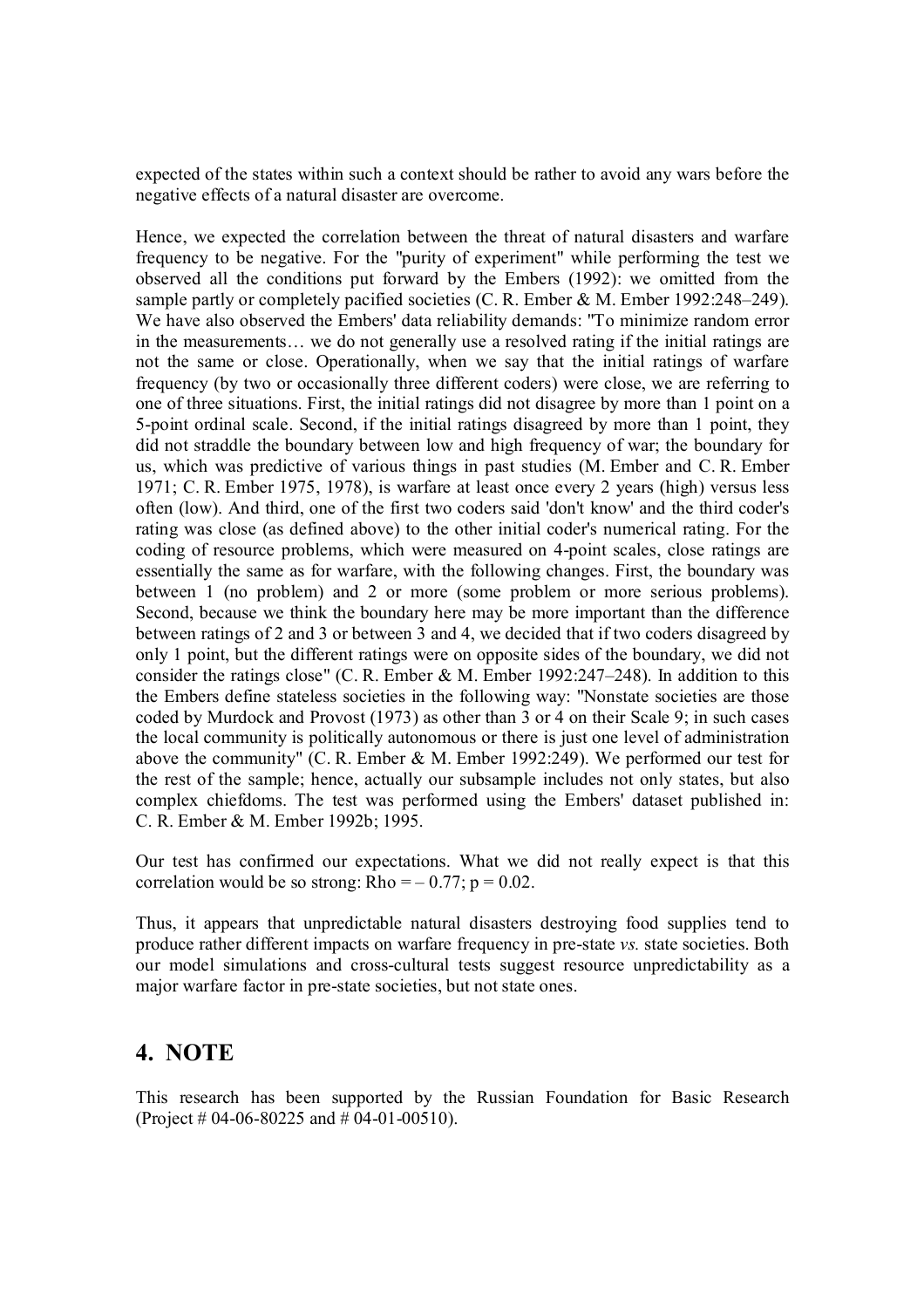expected of the states within such a context should be rather to avoid any wars before the negative effects of a natural disaster are overcome.

Hence, we expected the correlation between the threat of natural disasters and warfare frequency to be negative. For the "purity of experiment" while performing the test we observed all the conditions put forward by the Embers (1992): we omitted from the sample partly or completely pacified societies (C. R. Ember & M. Ember 1992:248–249). We have also observed the Embers' data reliability demands: "To minimize random error in the measurements… we do not generally use a resolved rating if the initial ratings are not the same or close. Operationally, when we say that the initial ratings of warfare frequency (by two or occasionally three different coders) were close, we are referring to one of three situations. First, the initial ratings did not disagree by more than 1 point on a 5-point ordinal scale. Second, if the initial ratings disagreed by more than 1 point, they did not straddle the boundary between low and high frequency of war; the boundary for us, which was predictive of various things in past studies (M. Ember and C. R. Ember 1971; C. R. Ember 1975, 1978), is warfare at least once every 2 years (high) versus less often (low). And third, one of the first two coders said 'don't know' and the third coder's rating was close (as defined above) to the other initial coder's numerical rating. For the coding of resource problems, which were measured on 4-point scales, close ratings are essentially the same as for warfare, with the following changes. First, the boundary was between 1 (no problem) and 2 or more (some problem or more serious problems). Second, because we think the boundary here may be more important than the difference between ratings of 2 and 3 or between 3 and 4, we decided that if two coders disagreed by only 1 point, but the different ratings were on opposite sides of the boundary, we did not consider the ratings close" (C. R. Ember & M. Ember 1992:247–248). In addition to this the Embers define stateless societies in the following way: "Nonstate societies are those coded by Murdock and Provost (1973) as other than 3 or 4 on their Scale 9; in such cases the local community is politically autonomous or there is just one level of administration above the community" (C. R. Ember & M. Ember 1992:249). We performed our test for the rest of the sample; hence, actually our subsample includes not only states, but also complex chiefdoms. The test was performed using the Embers' dataset published in: C. R. Ember & M. Ember 1992b; 1995.

Our test has confirmed our expectations. What we did not really expect is that this correlation would be so strong: Rho = – 0.77; $p = 0.02$.

Thus, it appears that unpredictable natural disasters destroying food supplies tend to produce rather different impacts on warfare frequency in pre-state *vs.* state societies. Both our model simulations and cross-cultural tests suggest resource unpredictability as a major warfare factor in pre-state societies, but not state ones.

## 4. NOTE

This research has been supported by the Russian Foundation for Basic Research (Project # 04-06-80225 and # 04-01-00510).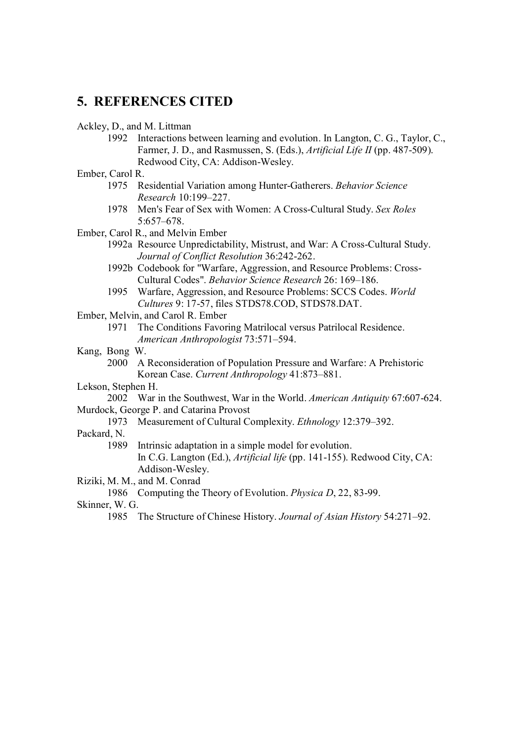## 5. REFERENCES CITED

Ackley, D., and M. Littman

1992 Interactions between learning and evolution. In Langton, C. G., Taylor, C., Farmer, J. D., and Rasmussen, S. (Eds.), *Artificial Life II* (pp. 487-509). Redwood City, CA: Addison-Wesley.

Ember, Carol R.

1975 Residential Variation among Hunter-Gatherers. *Behavior Science Research* 10:199–227.

1978 Men's Fear of Sex with Women: A Cross-Cultural Study. *Sex Roles* 5:657–678.

Ember, Carol R., and Melvin Ember

1992a Resource Unpredictability, Mistrust, and War: A Cross-Cultural Study. *Journal of Conflict Resolution* 36:242-262.

1992b Codebook for "Warfare, Aggression, and Resource Problems: Cross-Cultural Codes". *Behavior Science Research* 26: 169–186.

1995 Warfare, Aggression, and Resource Problems: SCCS Codes. *World Cultures* 9: 17-57, files STDS78.COD, STDS78.DAT.

Ember, Melvin, and Carol R. Ember

1971 The Conditions Favoring Matrilocal versus Patrilocal Residence. *American Anthropologist* 73:571–594.

Kang, Bong W.

2000 A Reconsideration of Population Pressure and Warfare: A Prehistoric Korean Case. *Current Anthropology* 41:873–881.

Lekson, Stephen H.

2002 War in the Southwest, War in the World. *American Antiquity* 67:607-624.

Murdock, George P. and Catarina Provost

1973 Measurement of Cultural Complexity. *Ethnology* 12:379–392.

Packard, N.

1989 Intrinsic adaptation in a simple model for evolution. In C.G. Langton (Ed.), *Artificial life* (pp. 141-155). Redwood City, CA: Addison-Wesley.

Riziki, M. M., and M. Conrad

1986 Computing the Theory of Evolution. *Physica D*, 22, 83-99.

Skinner, W. G.

1985 The Structure of Chinese History. *Journal of Asian History* 54:271–92.